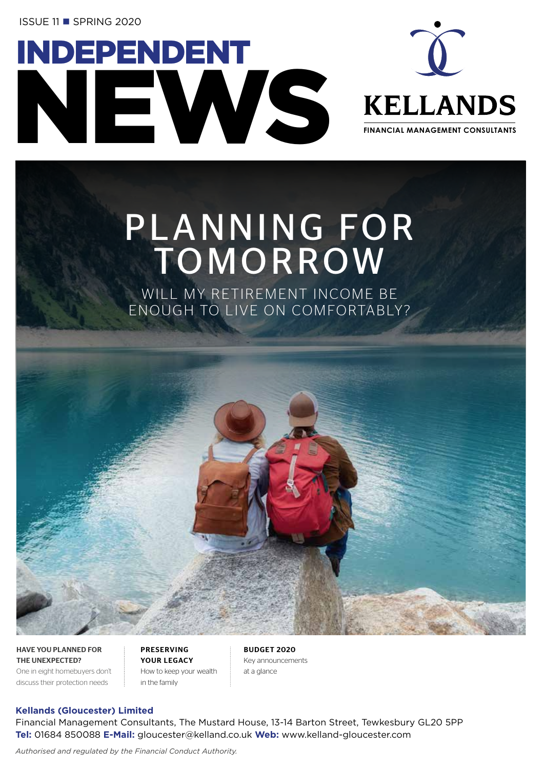ISSUE 11 ■ SPRING 2020

# INDEPENDENT NEWS

**KELLANDS**

FINANCIAL MANAGEMENT CONSULTANTS

# PLANNING FOR TOMORROW

## WILL MY RETIREMENT INCOME BE ENOUGH TO LIVE ON COMFORTABLY?

**HAVE YOU PLANNED FOR THE UNEXPECTED?**
One in eight homebuyers don't discuss their protection needs

**PRESERVING YOUR LEGACY**
How to keep your wealth in the family

**BUDGET 2020**
Key announcements at a glance

**Kellands (Gloucester) Limited**
Financial Management Consultants, The Mustard House, 13-14 Barton Street, Tewkesbury GL20 5PP
**Tel:** 01684 850088 **E-Mail:** gloucester@kelland.co.uk **Web:** www.kelland-gloucester.com

*Authorised and regulated by the Financial Conduct Authority.*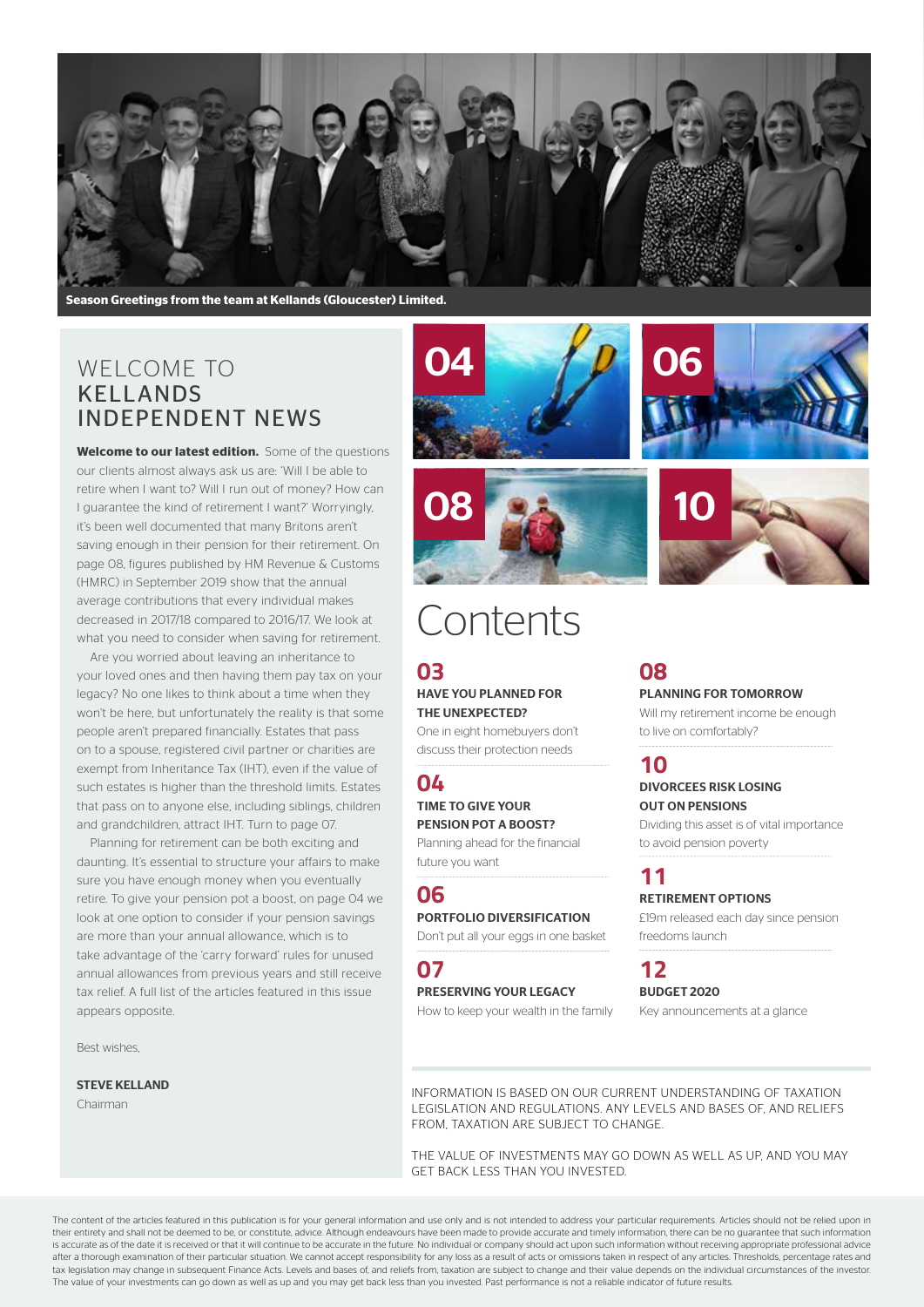Season Greetings from the team at Kellands (Gloucester) Limited.

# WELCOME TO KELLANDS INDEPENDENT NEWS

**Welcome to our latest edition.** Some of the questions our clients almost always ask us are: 'Will I be able to retire when I want to? Will I run out of money? How can I guarantee the kind of retirement I want?' Worryingly, it's been well documented that many Britons aren't saving enough in their pension for their retirement. On page 08, figures published by HM Revenue & Customs (HMRC) in September 2019 show that the annual average contributions that every individual makes decreased in 2017/18 compared to 2016/17. We look at what you need to consider when saving for retirement.

Are you worried about leaving an inheritance to your loved ones and then having them pay tax on your legacy? No one likes to think about a time when they won't be here, but unfortunately the reality is that some people aren't prepared financially. Estates that pass on to a spouse, registered civil partner or charities are exempt from Inheritance Tax (IHT), even if the value of such estates is higher than the threshold limits. Estates that pass on to anyone else, including siblings, children and grandchildren, attract IHT. Turn to page 07.

Planning for retirement can be both exciting and daunting. It's essential to structure your affairs to make sure you have enough money when you eventually retire. To give your pension pot a boost, on page 04 we look at one option to consider if your pension savings are more than your annual allowance, which is to take advantage of the 'carry forward' rules for unused annual allowances from previous years and still receive tax relief. A full list of the articles featured in this issue appears opposite.

Best wishes,

**STEVE KELLAND**
Chairman

# Contents

**03**
**HAVE YOU PLANNED FOR THE UNEXPECTED?**
One in eight homebuyers don't discuss their protection needs

**04**
**TIME TO GIVE YOUR PENSION POT A BOOST?**
Planning ahead for the financial future you want

**06**
**PORTFOLIO DIVERSIFICATION**
Don't put all your eggs in one basket

**07**
**PRESERVING YOUR LEGACY**
How to keep your wealth in the family

**08**
**PLANNING FOR TOMORROW**
Will my retirement income be enough to live on comfortably?

**10**
**DIVORCEES RISK LOSING OUT ON PENSIONS**
Dividing this asset is of vital importance to avoid pension poverty

**11**
**RETIREMENT OPTIONS**
£19m released each day since pension freedoms launch

**12**
**BUDGET 2020**
Key announcements at a glance

INFORMATION IS BASED ON OUR CURRENT UNDERSTANDING OF TAXATION LEGISLATION AND REGULATIONS. ANY LEVELS AND BASES OF, AND RELIEFS FROM, TAXATION ARE SUBJECT TO CHANGE.

THE VALUE OF INVESTMENTS MAY GO DOWN AS WELL AS UP, AND YOU MAY GET BACK LESS THAN YOU INVESTED.

The content of the articles featured in this publication is for your general information and use only and is not intended to address your particular requirements. Articles should not be relied upon in their entirety and shall not be deemed to be, or constitute, advice. Although endeavours have been made to provide accurate and timely information, there can be no guarantee that such information is accurate as of the date it is received or that it will continue to be accurate in the future. No individual or company should act upon such information without receiving appropriate professional advice after a thorough examination of their particular situation. We cannot accept responsibility for any loss as a result of acts or omissions taken in respect of any articles. Thresholds, percentage rates and tax legislation may change in subsequent Finance Acts. Levels and bases of, and reliefs from, taxation are subject to change and their value depends on the individual circumstances of the investor. The value of your investments can go down as well as up and you may get back less than you invested. Past performance is not a reliable indicator of future results.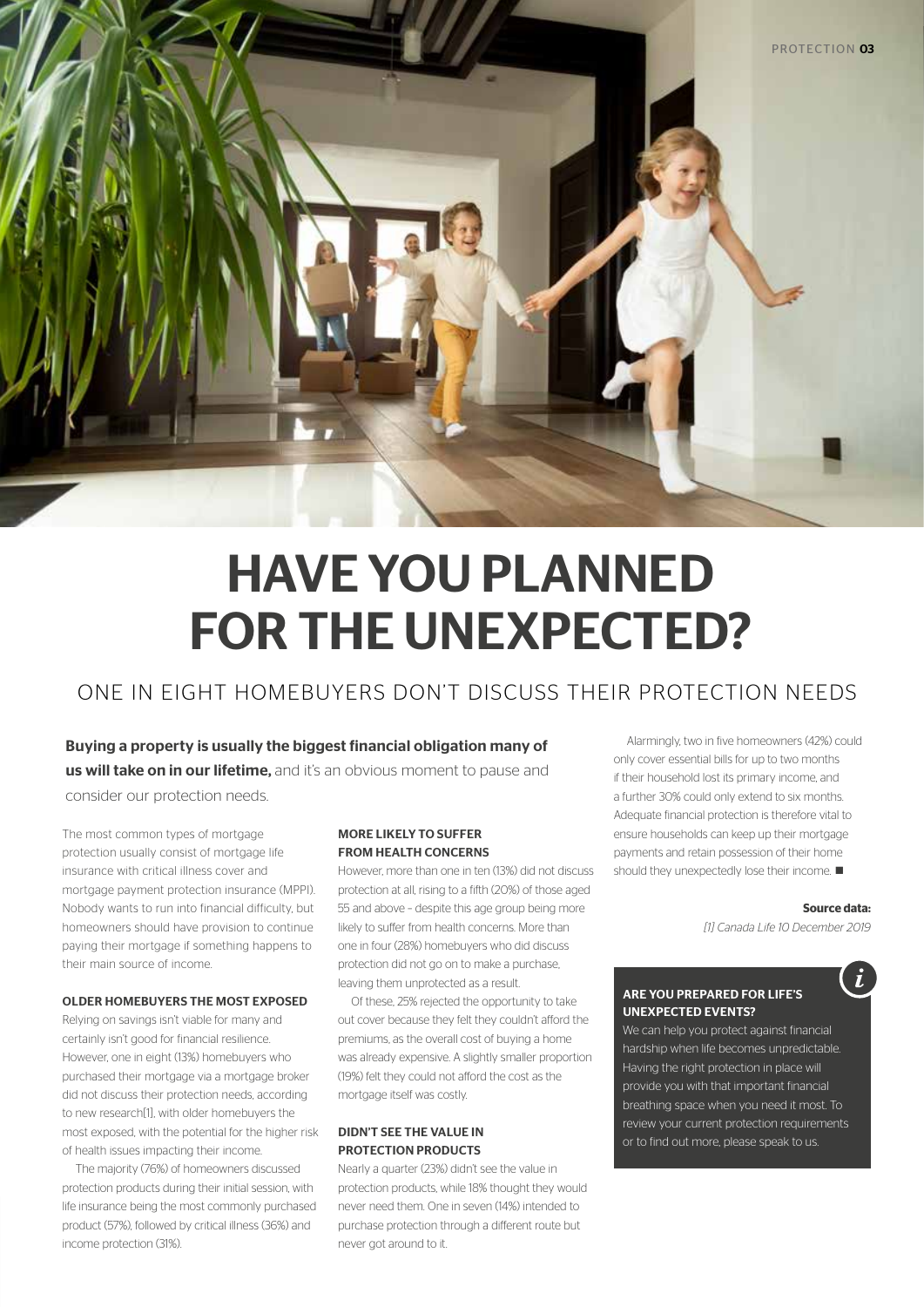# HAVE YOU PLANNED FOR THE UNEXPECTED?

## ONE IN EIGHT HOMEBUYERS DON'T DISCUSS THEIR PROTECTION NEEDS

**Buying a property is usually the biggest financial obligation many of us will take on in our lifetime,** and it's an obvious moment to pause and consider our protection needs.

The most common types of mortgage protection usually consist of mortgage life insurance with critical illness cover and mortgage payment protection insurance (MPPI). Nobody wants to run into financial difficulty, but homeowners should have provision to continue paying their mortgage if something happens to their main source of income.

### OLDER HOMEBUYERS THE MOST EXPOSED

Relying on savings isn't viable for many and certainly isn't good for financial resilience. However, one in eight (13%) homebuyers who purchased their mortgage via a mortgage broker did not discuss their protection needs, according to new research[1], with older homebuyers the most exposed, with the potential for the higher risk of health issues impacting their income.

The majority (76%) of homeowners discussed protection products during their initial session, with life insurance being the most commonly purchased product (57%), followed by critical illness (36%) and income protection (31%).

### MORE LIKELY TO SUFFER FROM HEALTH CONCERNS

However, more than one in ten (13%) did not discuss protection at all, rising to a fifth (20%) of those aged 55 and above – despite this age group being more likely to suffer from health concerns. More than one in four (28%) homebuyers who did discuss protection did not go on to make a purchase, leaving them unprotected as a result.

Of these, 25% rejected the opportunity to take out cover because they felt they couldn't afford the premiums, as the overall cost of buying a home was already expensive. A slightly smaller proportion (19%) felt they could not afford the cost as the mortgage itself was costly.

### DIDN'T SEE THE VALUE IN PROTECTION PRODUCTS

Nearly a quarter (23%) didn't see the value in protection products, while 18% thought they would never need them. One in seven (14%) intended to purchase protection through a different route but never got around to it.

Alarmingly, two in five homeowners (42%) could only cover essential bills for up to two months if their household lost its primary income, and a further 30% could only extend to six months. Adequate financial protection is therefore vital to ensure households can keep up their mortgage payments and retain possession of their home should they unexpectedly lose their income. ■

**Source data:**

*[1] Canada Life 10 December 2019*

### ARE YOU PREPARED FOR LIFE'S UNEXPECTED EVENTS?

We can help you protect against financial hardship when life becomes unpredictable. Having the right protection in place will provide you with that important financial breathing space when you need it most. To review your current protection requirements or to find out more, please speak to us.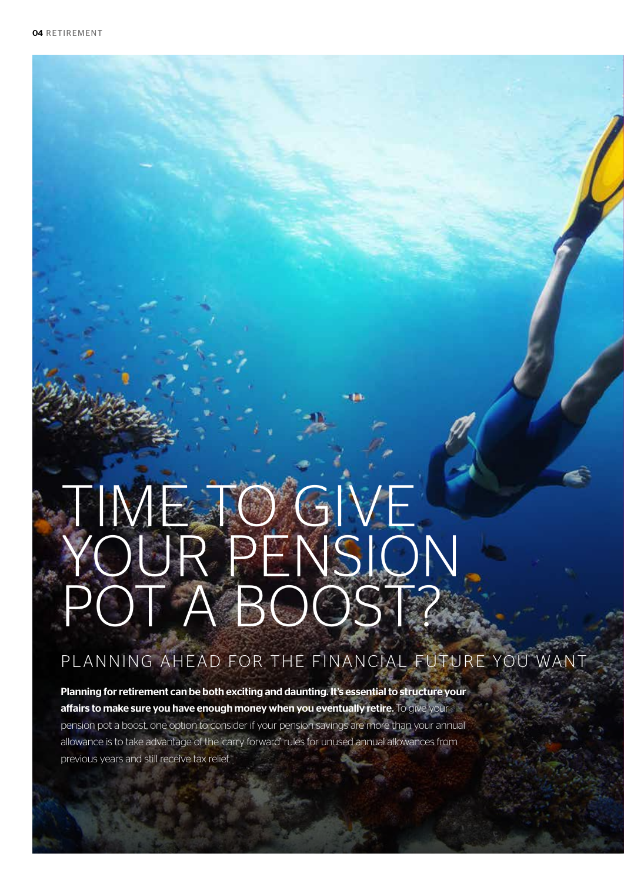# TIME TO GIVE YOUR PENSION POT A BOOST?

## PLANNING AHEAD FOR THE FINANCIAL FUTURE YOU WANT

**Planning for retirement can be both exciting and daunting. It's essential to structure your affairs to make sure you have enough money when you eventually retire.** To give your pension pot a boost, one option to consider if your pension savings are more than your annual allowance is to take advantage of the 'carry forward' rules for unused annual allowances from previous years and still receive tax relief.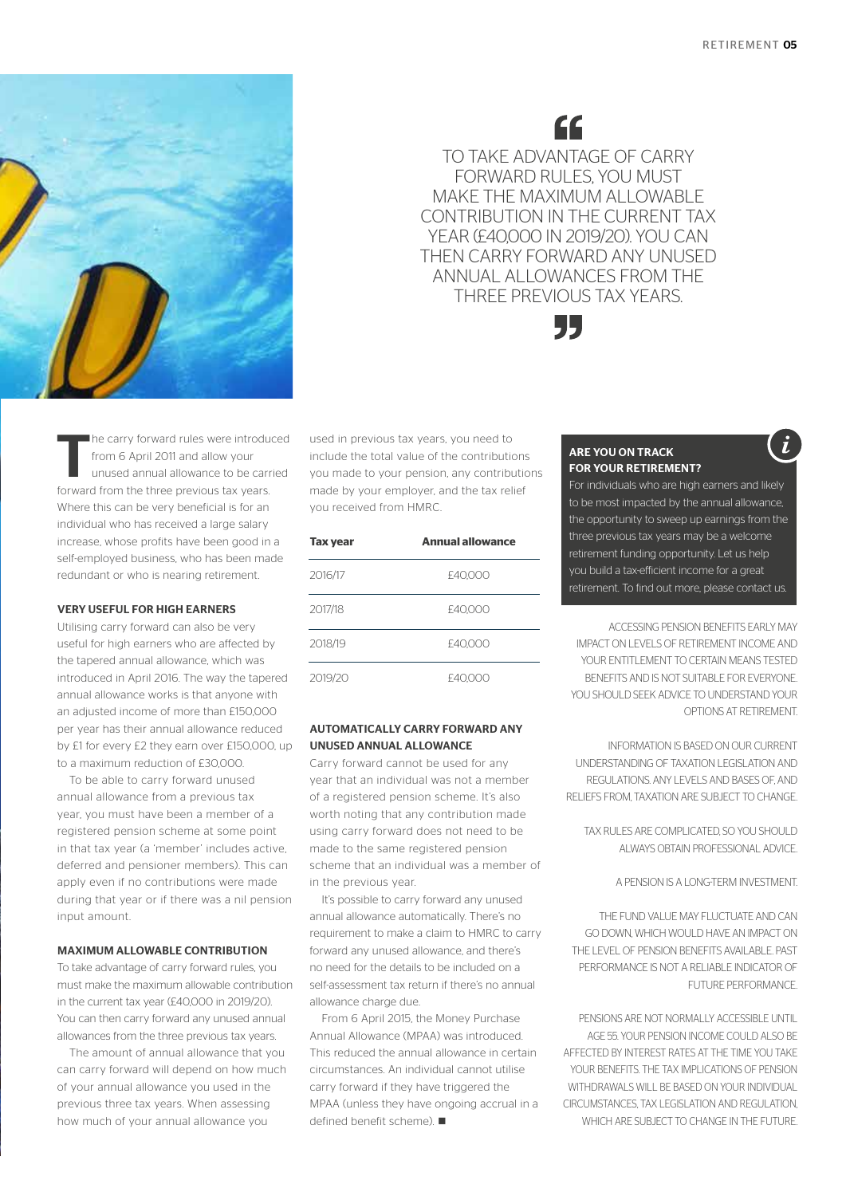> TO TAKE ADVANTAGE OF CARRY FORWARD RULES, YOU MUST MAKE THE MAXIMUM ALLOWABLE CONTRIBUTION IN THE CURRENT TAX YEAR (£40,000 IN 2019/20). YOU CAN THEN CARRY FORWARD ANY UNUSED ANNUAL ALLOWANCES FROM THE THREE PREVIOUS TAX YEARS.

The carry forward rules were introduced from 6 April 2011 and allow your unused annual allowance to be carried forward from the three previous tax years. Where this can be very beneficial is for an individual who has received a large salary increase, whose profits have been good in a self-employed business, who has been made redundant or who is nearing retirement.

### VERY USEFUL FOR HIGH EARNERS

Utilising carry forward can also be very useful for high earners who are affected by the tapered annual allowance, which was introduced in April 2016. The way the tapered annual allowance works is that anyone with an adjusted income of more than £150,000 per year has their annual allowance reduced by £1 for every £2 they earn over £150,000, up to a maximum reduction of £30,000.

To be able to carry forward unused annual allowance from a previous tax year, you must have been a member of a registered pension scheme at some point in that tax year (a 'member' includes active, deferred and pensioner members). This can apply even if no contributions were made during that year or if there was a nil pension input amount.

### MAXIMUM ALLOWABLE CONTRIBUTION

To take advantage of carry forward rules, you must make the maximum allowable contribution in the current tax year (£40,000 in 2019/20). You can then carry forward any unused annual allowances from the three previous tax years.

The amount of annual allowance that you can carry forward will depend on how much of your annual allowance you used in the previous three tax years. When assessing how much of your annual allowance you used in previous tax years, you need to include the total value of the contributions you made to your pension, any contributions made by your employer, and the tax relief you received from HMRC.

| Tax year | Annual allowance |
|---|---|
| 2016/17 | £40,000 |
| 2017/18 | £40,000 |
| 2018/19 | £40,000 |
| 2019/20 | £40,000 |

### AUTOMATICALLY CARRY FORWARD ANY UNUSED ANNUAL ALLOWANCE

Carry forward cannot be used for any year that an individual was not a member of a registered pension scheme. It's also worth noting that any contribution made using carry forward does not need to be made to the same registered pension scheme that an individual was a member of in the previous year.

It's possible to carry forward any unused annual allowance automatically. There's no requirement to make a claim to HMRC to carry forward any unused allowance, and there's no need for the details to be included on a self-assessment tax return if there's no annual allowance charge due.

From 6 April 2015, the Money Purchase Annual Allowance (MPAA) was introduced. This reduced the annual allowance in certain circumstances. An individual cannot utilise carry forward if they have triggered the MPAA (unless they have ongoing accrual in a defined benefit scheme). ■

### ARE YOU ON TRACK FOR YOUR RETIREMENT?

For individuals who are high earners and likely to be most impacted by the annual allowance, the opportunity to sweep up earnings from the three previous tax years may be a welcome retirement funding opportunity. Let us help you build a tax-efficient income for a great retirement. To find out more, please contact us.

ACCESSING PENSION BENEFITS EARLY MAY IMPACT ON LEVELS OF RETIREMENT INCOME AND YOUR ENTITLEMENT TO CERTAIN MEANS TESTED BENEFITS AND IS NOT SUITABLE FOR EVERYONE. YOU SHOULD SEEK ADVICE TO UNDERSTAND YOUR OPTIONS AT RETIREMENT.

INFORMATION IS BASED ON OUR CURRENT UNDERSTANDING OF TAXATION LEGISLATION AND REGULATIONS. ANY LEVELS AND BASES OF, AND RELIEFS FROM, TAXATION ARE SUBJECT TO CHANGE.

TAX RULES ARE COMPLICATED, SO YOU SHOULD ALWAYS OBTAIN PROFESSIONAL ADVICE.

A PENSION IS A LONG-TERM INVESTMENT.

THE FUND VALUE MAY FLUCTUATE AND CAN GO DOWN, WHICH WOULD HAVE AN IMPACT ON THE LEVEL OF PENSION BENEFITS AVAILABLE. PAST PERFORMANCE IS NOT A RELIABLE INDICATOR OF FUTURE PERFORMANCE.

PENSIONS ARE NOT NORMALLY ACCESSIBLE UNTIL AGE 55. YOUR PENSION INCOME COULD ALSO BE AFFECTED BY INTEREST RATES AT THE TIME YOU TAKE YOUR BENEFITS. THE TAX IMPLICATIONS OF PENSION WITHDRAWALS WILL BE BASED ON YOUR INDIVIDUAL CIRCUMSTANCES, TAX LEGISLATION AND REGULATION, WHICH ARE SUBJECT TO CHANGE IN THE FUTURE.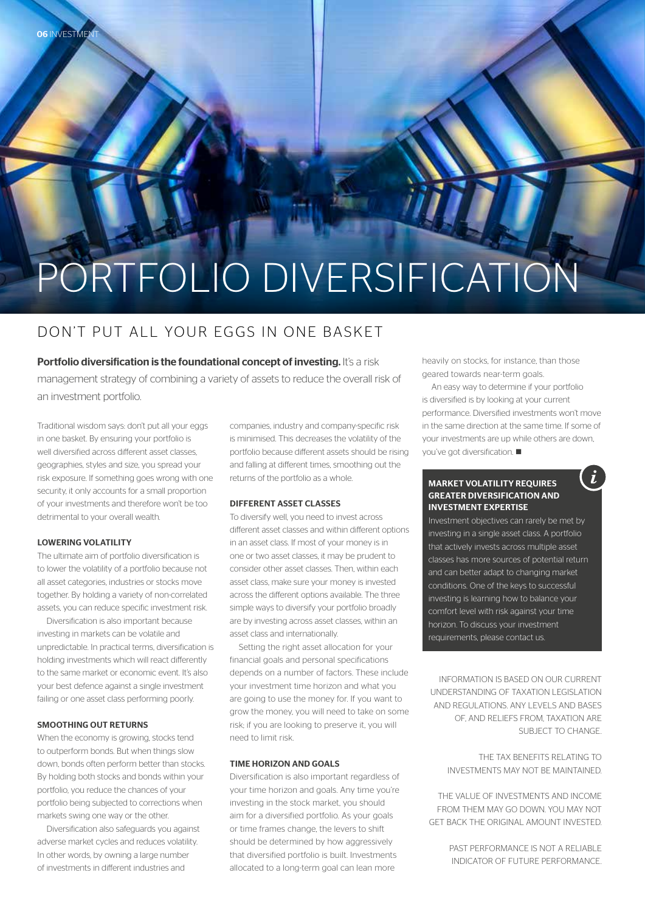# PORTFOLIO DIVERSIFICATION

## DON'T PUT ALL YOUR EGGS IN ONE BASKET

**Portfolio diversification is the foundational concept of investing.** It's a risk management strategy of combining a variety of assets to reduce the overall risk of an investment portfolio.

Traditional wisdom says: don't put all your eggs in one basket. By ensuring your portfolio is well diversified across different asset classes, geographies, styles and size, you spread your risk exposure. If something goes wrong with one security, it only accounts for a small proportion of your investments and therefore won't be too detrimental to your overall wealth.

### LOWERING VOLATILITY

The ultimate aim of portfolio diversification is to lower the volatility of a portfolio because not all asset categories, industries or stocks move together. By holding a variety of non-correlated assets, you can reduce specific investment risk.

Diversification is also important because investing in markets can be volatile and unpredictable. In practical terms, diversification is holding investments which will react differently to the same market or economic event. It's also your best defence against a single investment failing or one asset class performing poorly.

### SMOOTHING OUT RETURNS

When the economy is growing, stocks tend to outperform bonds. But when things slow down, bonds often perform better than stocks. By holding both stocks and bonds within your portfolio, you reduce the chances of your portfolio being subjected to corrections when markets swing one way or the other.

Diversification also safeguards you against adverse market cycles and reduces volatility. In other words, by owning a large number of investments in different industries and companies, industry and company-specific risk is minimised. This decreases the volatility of the portfolio because different assets should be rising and falling at different times, smoothing out the returns of the portfolio as a whole.

### DIFFERENT ASSET CLASSES

To diversify well, you need to invest across different asset classes and within different options in an asset class. If most of your money is in one or two asset classes, it may be prudent to consider other asset classes. Then, within each asset class, make sure your money is invested across the different options available. The three simple ways to diversify your portfolio broadly are by investing across asset classes, within an asset class and internationally.

Setting the right asset allocation for your financial goals and personal specifications depends on a number of factors. These include your investment time horizon and what you are going to use the money for. If you want to grow the money, you will need to take on some risk; if you are looking to preserve it, you will need to limit risk.

### TIME HORIZON AND GOALS

Diversification is also important regardless of your time horizon and goals. Any time you're investing in the stock market, you should aim for a diversified portfolio. As your goals or time frames change, the levers to shift should be determined by how aggressively that diversified portfolio is built. Investments allocated to a long-term goal can lean more heavily on stocks, for instance, than those geared towards near-term goals.

An easy way to determine if your portfolio is diversified is by looking at your current performance. Diversified investments won't move in the same direction at the same time. If some of your investments are up while others are down, you've got diversification. ■

### MARKET VOLATILITY REQUIRES GREATER DIVERSIFICATION AND INVESTMENT EXPERTISE

Investment objectives can rarely be met by investing in a single asset class. A portfolio that actively invests across multiple asset classes has more sources of potential return and can better adapt to changing market conditions. One of the keys to successful investing is learning how to balance your comfort level with risk against your time horizon. To discuss your investment requirements, please contact us.

INFORMATION IS BASED ON OUR CURRENT UNDERSTANDING OF TAXATION LEGISLATION AND REGULATIONS. ANY LEVELS AND BASES OF, AND RELIEFS FROM, TAXATION ARE SUBJECT TO CHANGE.

THE TAX BENEFITS RELATING TO INVESTMENTS MAY NOT BE MAINTAINED.

THE VALUE OF INVESTMENTS AND INCOME FROM THEM MAY GO DOWN. YOU MAY NOT GET BACK THE ORIGINAL AMOUNT INVESTED.

PAST PERFORMANCE IS NOT A RELIABLE INDICATOR OF FUTURE PERFORMANCE.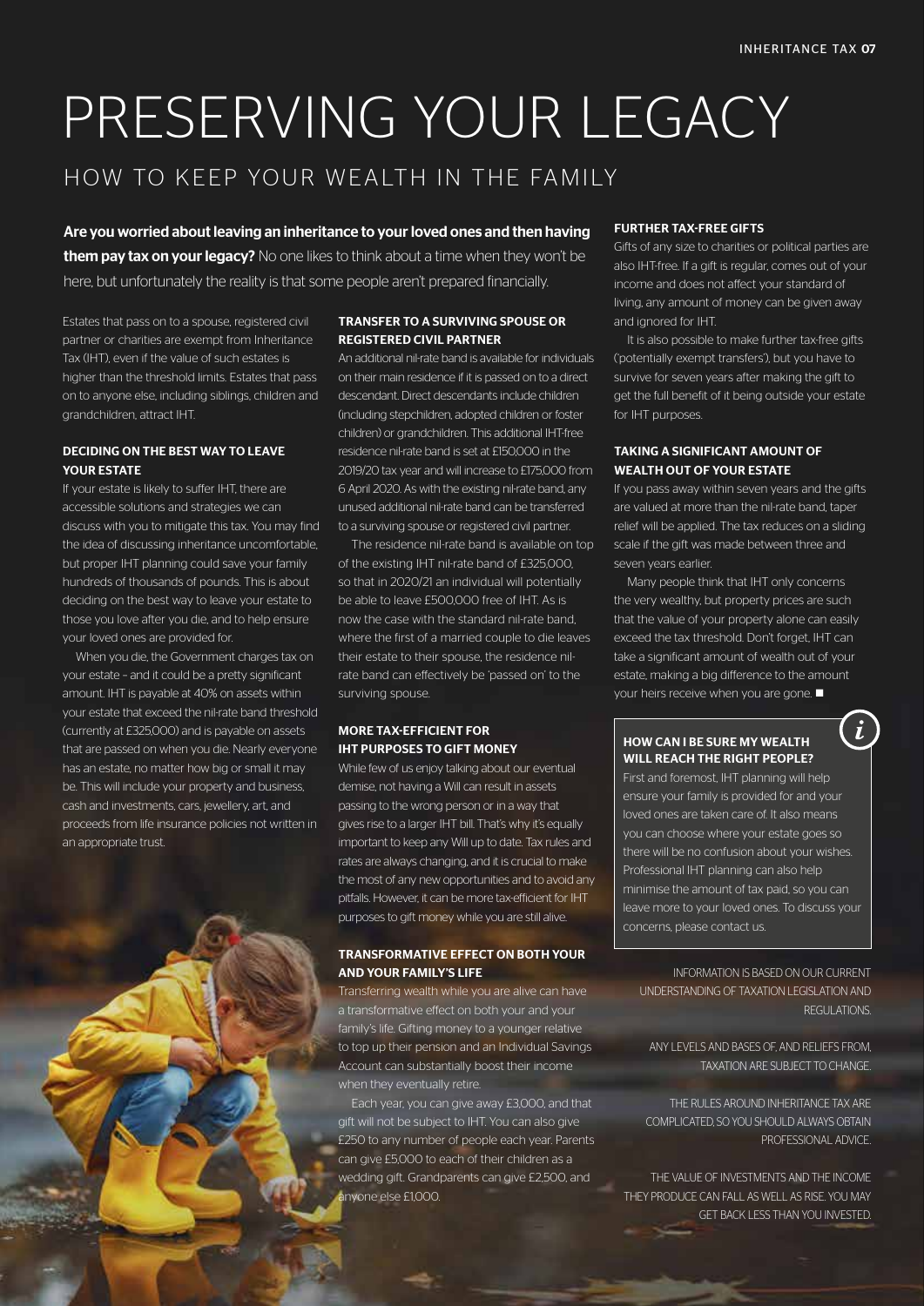# PRESERVING YOUR LEGACY

## HOW TO KEEP YOUR WEALTH IN THE FAMILY

**Are you worried about leaving an inheritance to your loved ones and then having them pay tax on your legacy?** No one likes to think about a time when they won't be here, but unfortunately the reality is that some people aren't prepared financially.

Estates that pass on to a spouse, registered civil partner or charities are exempt from Inheritance Tax (IHT), even if the value of such estates is higher than the threshold limits. Estates that pass on to anyone else, including siblings, children and grandchildren, attract IHT.

### DECIDING ON THE BEST WAY TO LEAVE YOUR ESTATE

If your estate is likely to suffer IHT, there are accessible solutions and strategies we can discuss with you to mitigate this tax. You may find the idea of discussing inheritance uncomfortable, but proper IHT planning could save your family hundreds of thousands of pounds. This is about deciding on the best way to leave your estate to those you love after you die, and to help ensure your loved ones are provided for.

When you die, the Government charges tax on your estate – and it could be a pretty significant amount. IHT is payable at 40% on assets within your estate that exceed the nil-rate band threshold (currently at £325,000) and is payable on assets that are passed on when you die. Nearly everyone has an estate, no matter how big or small it may be. This will include your property and business, cash and investments, cars, jewellery, art, and proceeds from life insurance policies not written in an appropriate trust.

### TRANSFER TO A SURVIVING SPOUSE OR REGISTERED CIVIL PARTNER

An additional nil-rate band is available for individuals on their main residence if it is passed on to a direct descendant. Direct descendants include children (including stepchildren, adopted children or foster children) or grandchildren. This additional IHT-free residence nil-rate band is set at £150,000 in the 2019/20 tax year and will increase to £175,000 from 6 April 2020. As with the existing nil-rate band, any unused additional nil-rate band can be transferred to a surviving spouse or registered civil partner.

The residence nil-rate band is available on top of the existing IHT nil-rate band of £325,000, so that in 2020/21 an individual will potentially be able to leave £500,000 free of IHT. As is now the case with the standard nil-rate band, where the first of a married couple to die leaves their estate to their spouse, the residence nil-rate band can effectively be 'passed on' to the surviving spouse.

### MORE TAX-EFFICIENT FOR IHT PURPOSES TO GIFT MONEY

While few of us enjoy talking about our eventual demise, not having a Will can result in assets passing to the wrong person or in a way that gives rise to a larger IHT bill. That's why it's equally important to keep any Will up to date. Tax rules and rates are always changing, and it is crucial to make the most of any new opportunities and to avoid any pitfalls. However, it can be more tax-efficient for IHT purposes to gift money while you are still alive.

### TRANSFORMATIVE EFFECT ON BOTH YOUR AND YOUR FAMILY'S LIFE

Transferring wealth while you are alive can have a transformative effect on both your and your family's life. Gifting money to a younger relative to top up their pension and an Individual Savings Account can substantially boost their income when they eventually retire.

Each year, you can give away £3,000, and that gift will not be subject to IHT. You can also give £250 to any number of people each year. Parents can give £5,000 to each of their children as a wedding gift. Grandparents can give £2,500, and anyone else £1,000.

### FURTHER TAX-FREE GIFTS

Gifts of any size to charities or political parties are also IHT-free. If a gift is regular, comes out of your income and does not affect your standard of living, any amount of money can be given away and ignored for IHT.

It is also possible to make further tax-free gifts ('potentially exempt transfers'), but you have to survive for seven years after making the gift to get the full benefit of it being outside your estate for IHT purposes.

### TAKING A SIGNIFICANT AMOUNT OF WEALTH OUT OF YOUR ESTATE

If you pass away within seven years and the gifts are valued at more than the nil-rate band, taper relief will be applied. The tax reduces on a sliding scale if the gift was made between three and seven years earlier.

Many people think that IHT only concerns the very wealthy, but property prices are such that the value of your property alone can easily exceed the tax threshold. Don't forget, IHT can take a significant amount of wealth out of your estate, making a big difference to the amount your heirs receive when you are gone. ■

### HOW CAN I BE SURE MY WEALTH WILL REACH THE RIGHT PEOPLE?

First and foremost, IHT planning will help ensure your family is provided for and your loved ones are taken care of. It also means you can choose where your estate goes so there will be no confusion about your wishes. Professional IHT planning can also help minimise the amount of tax paid, so you can leave more to your loved ones. To discuss your concerns, please contact us.

INFORMATION IS BASED ON OUR CURRENT UNDERSTANDING OF TAXATION LEGISLATION AND REGULATIONS.

ANY LEVELS AND BASES OF, AND RELIEFS FROM, TAXATION ARE SUBJECT TO CHANGE.

THE RULES AROUND INHERITANCE TAX ARE COMPLICATED, SO YOU SHOULD ALWAYS OBTAIN PROFESSIONAL ADVICE.

THE VALUE OF INVESTMENTS AND THE INCOME THEY PRODUCE CAN FALL AS WELL AS RISE. YOU MAY GET BACK LESS THAN YOU INVESTED.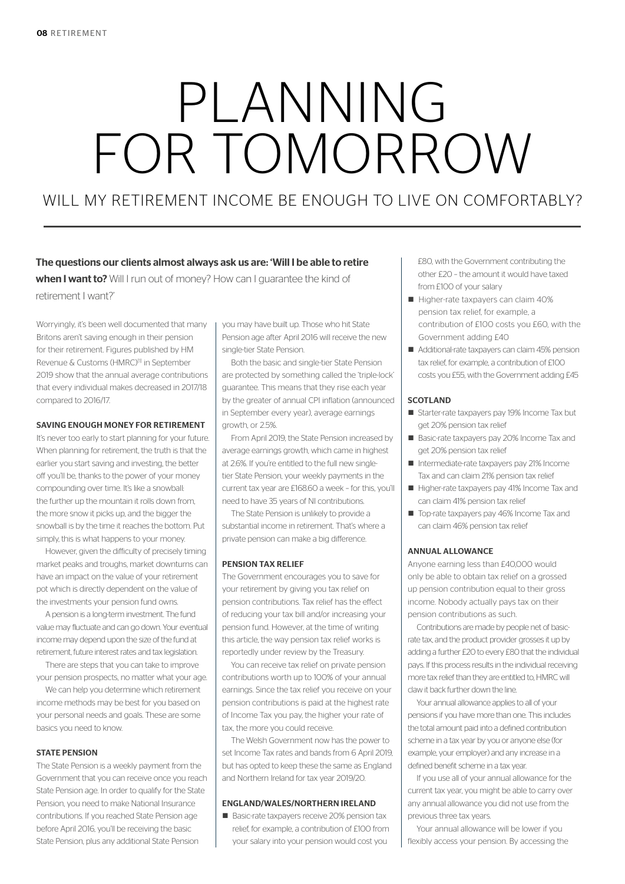# PLANNING FOR TOMORROW

## WILL MY RETIREMENT INCOME BE ENOUGH TO LIVE ON COMFORTABLY?

**The questions our clients almost always ask us are: 'Will I be able to retire when I want to?** Will I run out of money? How can I guarantee the kind of retirement I want?'

Worryingly, it's been well documented that many Britons aren't saving enough in their pension for their retirement. Figures published by HM Revenue & Customs (HMRC)[1] in September 2019 show that the annual average contributions that every individual makes decreased in 2017/18 compared to 2016/17.

### SAVING ENOUGH MONEY FOR RETIREMENT

It's never too early to start planning for your future. When planning for retirement, the truth is that the earlier you start saving and investing, the better off you'll be, thanks to the power of your money compounding over time. It's like a snowball: the further up the mountain it rolls down from, the more snow it picks up, and the bigger the snowball is by the time it reaches the bottom. Put simply, this is what happens to your money.

However, given the difficulty of precisely timing market peaks and troughs, market downturns can have an impact on the value of your retirement pot which is directly dependent on the value of the investments your pension fund owns.

A pension is a long-term investment. The fund value may fluctuate and can go down. Your eventual income may depend upon the size of the fund at retirement, future interest rates and tax legislation.

There are steps that you can take to improve your pension prospects, no matter what your age.

We can help you determine which retirement income methods may be best for you based on your personal needs and goals. These are some basics you need to know.

### STATE PENSION

The State Pension is a weekly payment from the Government that you can receive once you reach State Pension age. In order to qualify for the State Pension, you need to make National Insurance contributions. If you reached State Pension age before April 2016, you'll be receiving the basic State Pension, plus any additional State Pension you may have built up. Those who hit State Pension age after April 2016 will receive the new single-tier State Pension.

Both the basic and single-tier State Pension are protected by something called the 'triple-lock' guarantee. This means that they rise each year by the greater of annual CPI inflation (announced in September every year), average earnings growth, or 2.5%.

From April 2019, the State Pension increased by average earnings growth, which came in highest at 2.6%. If you're entitled to the full new single-tier State Pension, your weekly payments in the current tax year are £168.60 a week – for this, you'll need to have 35 years of NI contributions.

The State Pension is unlikely to provide a substantial income in retirement. That's where a private pension can make a big difference.

### PENSION TAX RELIEF

The Government encourages you to save for your retirement by giving you tax relief on pension contributions. Tax relief has the effect of reducing your tax bill and/or increasing your pension fund. However, at the time of writing this article, the way pension tax relief works is reportedly under review by the Treasury.

You can receive tax relief on private pension contributions worth up to 100% of your annual earnings. Since the tax relief you receive on your pension contributions is paid at the highest rate of Income Tax you pay, the higher your rate of tax, the more you could receive.

The Welsh Government now has the power to set Income Tax rates and bands from 6 April 2019, but has opted to keep these the same as England and Northern Ireland for tax year 2019/20.

### ENGLAND/WALES/NORTHERN IRELAND

- Basic-rate taxpayers receive 20% pension tax relief, for example, a contribution of £100 from your salary into your pension would cost you £80, with the Government contributing the other £20 – the amount it would have taxed from £100 of your salary
- Higher-rate taxpayers can claim 40% pension tax relief, for example, a contribution of £100 costs you £60, with the Government adding £40
- Additional-rate taxpayers can claim 45% pension tax relief, for example, a contribution of £100 costs you £55, with the Government adding £45

### SCOTLAND

- Starter-rate taxpayers pay 19% Income Tax but get 20% pension tax relief
- Basic-rate taxpayers pay 20% Income Tax and get 20% pension tax relief
- Intermediate-rate taxpayers pay 21% Income Tax and can claim 21% pension tax relief
- Higher-rate taxpayers pay 41% Income Tax and can claim 41% pension tax relief
- Top-rate taxpayers pay 46% Income Tax and can claim 46% pension tax relief

### ANNUAL ALLOWANCE

Anyone earning less than £40,000 would only be able to obtain tax relief on a grossed up pension contribution equal to their gross income. Nobody actually pays tax on their pension contributions as such.

Contributions are made by people net of basic-rate tax, and the product provider grosses it up by adding a further £20 to every £80 that the individual pays. If this process results in the individual receiving more tax relief than they are entitled to, HMRC will claw it back further down the line.

Your annual allowance applies to all of your pensions if you have more than one. This includes the total amount paid into a defined contribution scheme in a tax year by you or anyone else (for example, your employer) and any increase in a defined benefit scheme in a tax year.

If you use all of your annual allowance for the current tax year, you might be able to carry over any annual allowance you did not use from the previous three tax years.

Your annual allowance will be lower if you flexibly access your pension. By accessing the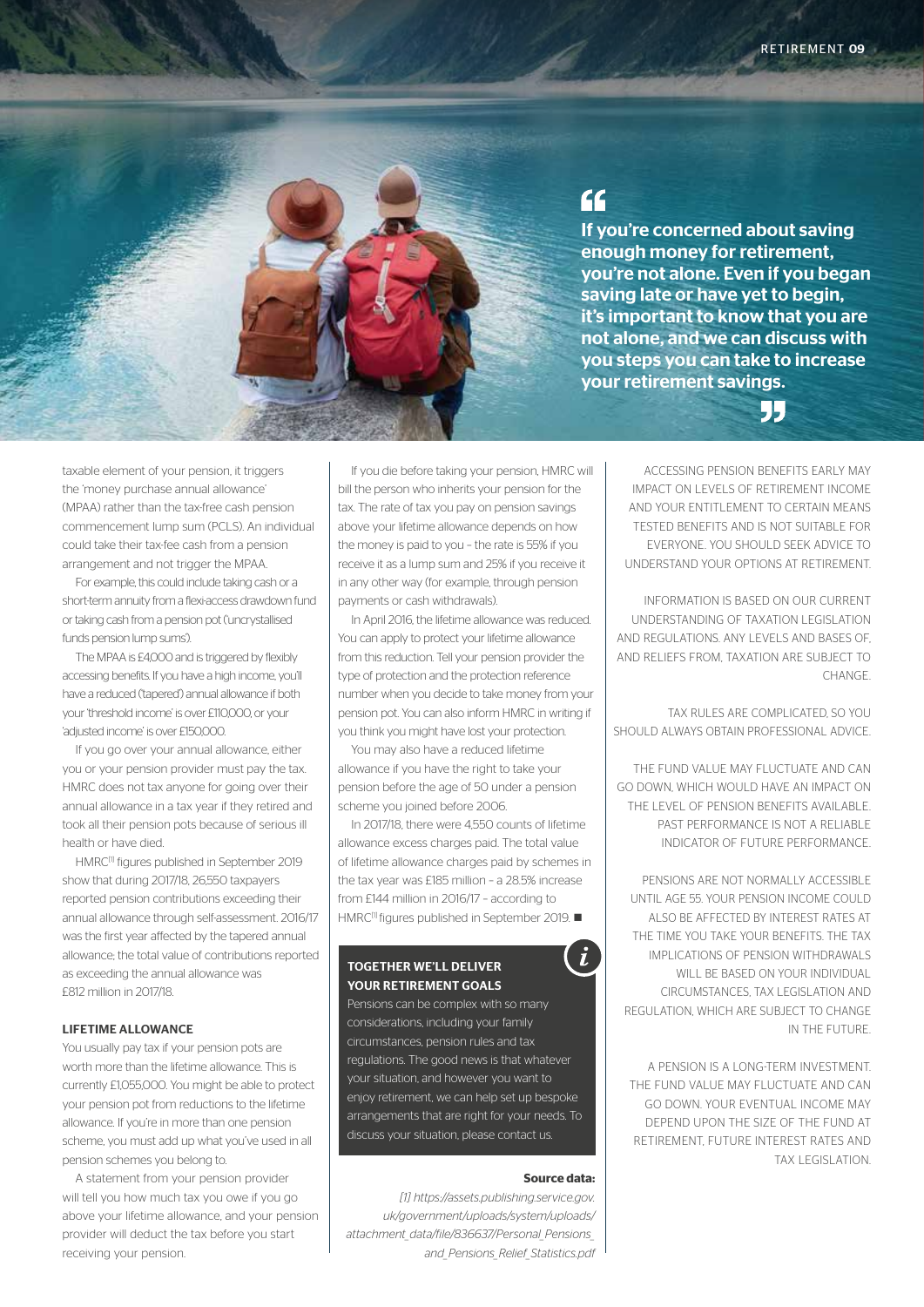> If you're concerned about saving enough money for retirement, you're not alone. Even if you began saving late or have yet to begin, it's important to know that you are not alone, and we can discuss with you steps you can take to increase your retirement savings.

taxable element of your pension, it triggers the 'money purchase annual allowance' (MPAA) rather than the tax-free cash pension commencement lump sum (PCLS). An individual could take their tax-fee cash from a pension arrangement and not trigger the MPAA.

For example, this could include taking cash or a short-term annuity from a flexi-access drawdown fund or taking cash from a pension pot ('uncrystallised funds pension lump sums').

The MPAA is £4,000 and is triggered by flexibly accessing benefits. If you have a high income, you'll have a reduced ('tapered') annual allowance if both your 'threshold income' is over £110,000, or your 'adjusted income' is over £150,000.

If you go over your annual allowance, either you or your pension provider must pay the tax. HMRC does not tax anyone for going over their annual allowance in a tax year if they retired and took all their pension pots because of serious ill health or have died.

HMRC[1] figures published in September 2019 show that during 2017/18, 26,550 taxpayers reported pension contributions exceeding their annual allowance through self-assessment. 2016/17 was the first year affected by the tapered annual allowance; the total value of contributions reported as exceeding the annual allowance was £812 million in 2017/18.

### LIFETIME ALLOWANCE

You usually pay tax if your pension pots are worth more than the lifetime allowance. This is currently £1,055,000. You might be able to protect your pension pot from reductions to the lifetime allowance. If you're in more than one pension scheme, you must add up what you've used in all pension schemes you belong to.

A statement from your pension provider will tell you how much tax you owe if you go above your lifetime allowance, and your pension provider will deduct the tax before you start receiving your pension.

If you die before taking your pension, HMRC will bill the person who inherits your pension for the tax. The rate of tax you pay on pension savings above your lifetime allowance depends on how the money is paid to you – the rate is 55% if you receive it as a lump sum and 25% if you receive it in any other way (for example, through pension payments or cash withdrawals).

In April 2016, the lifetime allowance was reduced. You can apply to protect your lifetime allowance from this reduction. Tell your pension provider the type of protection and the protection reference number when you decide to take money from your pension pot. You can also inform HMRC in writing if you think you might have lost your protection.

You may also have a reduced lifetime allowance if you have the right to take your pension before the age of 50 under a pension scheme you joined before 2006.

In 2017/18, there were 4,550 counts of lifetime allowance excess charges paid. The total value of lifetime allowance charges paid by schemes in the tax year was £185 million – a 28.5% increase from £144 million in 2016/17 – according to HMRC[1] figures published in September 2019. ■

### TOGETHER WE'LL DELIVER YOUR RETIREMENT GOALS

Pensions can be complex with so many considerations, including your family circumstances, pension rules and tax regulations. The good news is that whatever your situation, and however you want to enjoy retirement, we can help set up bespoke arrangements that are right for your needs. To discuss your situation, please contact us.

**Source data:**

*[1] https://assets.publishing.service.gov.uk/government/uploads/system/uploads/attachment_data/file/836637/Personal_Pensions_and_Pensions_Relief_Statistics.pdf*

ACCESSING PENSION BENEFITS EARLY MAY IMPACT ON LEVELS OF RETIREMENT INCOME AND YOUR ENTITLEMENT TO CERTAIN MEANS TESTED BENEFITS AND IS NOT SUITABLE FOR EVERYONE. YOU SHOULD SEEK ADVICE TO UNDERSTAND YOUR OPTIONS AT RETIREMENT.

INFORMATION IS BASED ON OUR CURRENT UNDERSTANDING OF TAXATION LEGISLATION AND REGULATIONS. ANY LEVELS AND BASES OF, AND RELIEFS FROM, TAXATION ARE SUBJECT TO CHANGE.

TAX RULES ARE COMPLICATED, SO YOU SHOULD ALWAYS OBTAIN PROFESSIONAL ADVICE.

THE FUND VALUE MAY FLUCTUATE AND CAN GO DOWN, WHICH WOULD HAVE AN IMPACT ON THE LEVEL OF PENSION BENEFITS AVAILABLE. PAST PERFORMANCE IS NOT A RELIABLE INDICATOR OF FUTURE PERFORMANCE.

PENSIONS ARE NOT NORMALLY ACCESSIBLE UNTIL AGE 55. YOUR PENSION INCOME COULD ALSO BE AFFECTED BY INTEREST RATES AT THE TIME YOU TAKE YOUR BENEFITS. THE TAX IMPLICATIONS OF PENSION WITHDRAWALS WILL BE BASED ON YOUR INDIVIDUAL CIRCUMSTANCES, TAX LEGISLATION AND REGULATION, WHICH ARE SUBJECT TO CHANGE IN THE FUTURE.

A PENSION IS A LONG-TERM INVESTMENT. THE FUND VALUE MAY FLUCTUATE AND CAN GO DOWN. YOUR EVENTUAL INCOME MAY DEPEND UPON THE SIZE OF THE FUND AT RETIREMENT, FUTURE INTEREST RATES AND TAX LEGISLATION.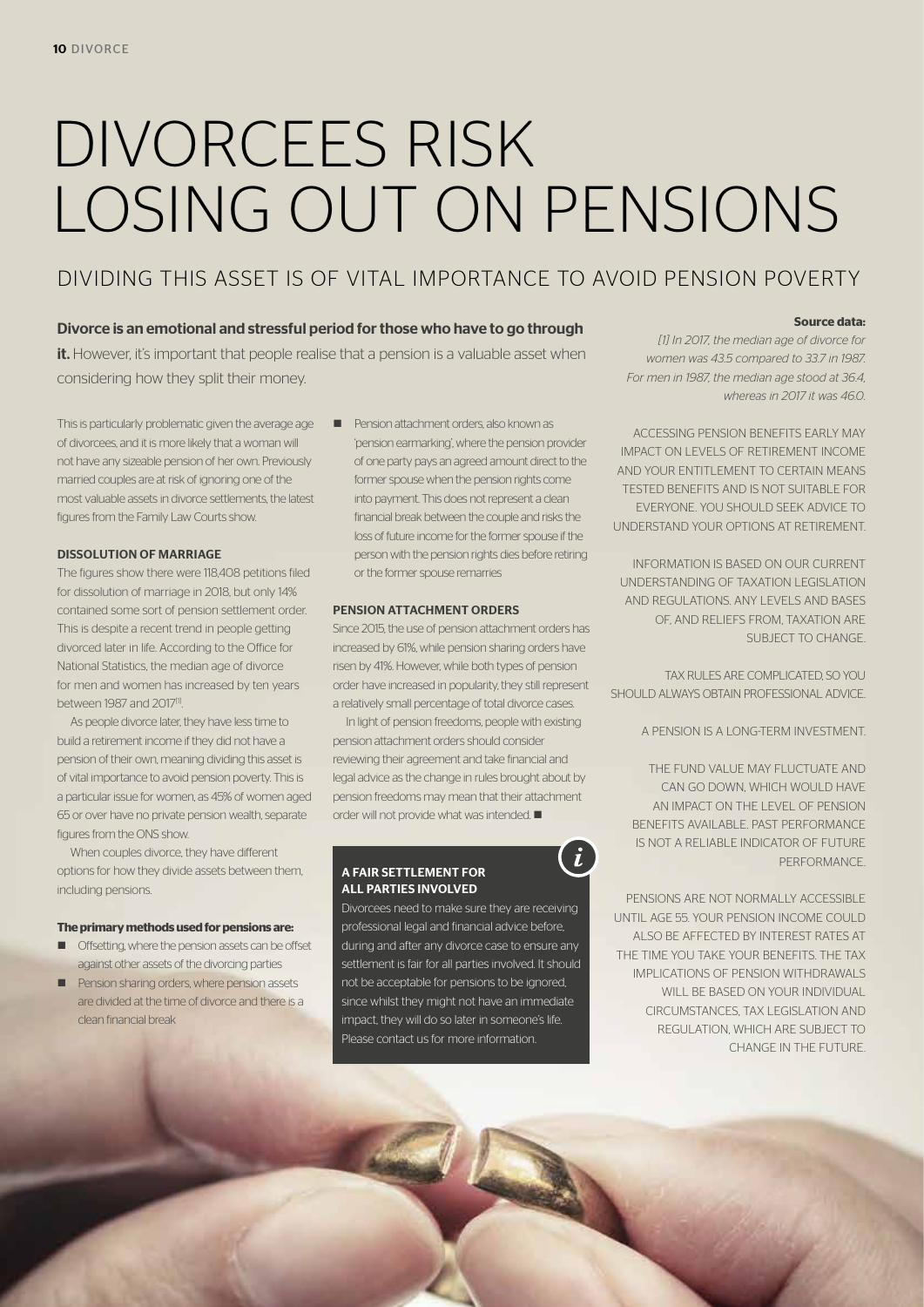# DIVORCEES RISK LOSING OUT ON PENSIONS

## DIVIDING THIS ASSET IS OF VITAL IMPORTANCE TO AVOID PENSION POVERTY

**Divorce is an emotional and stressful period for those who have to go through it.** However, it's important that people realise that a pension is a valuable asset when considering how they split their money.

This is particularly problematic given the average age of divorcees, and it is more likely that a woman will not have any sizeable pension of her own. Previously married couples are at risk of ignoring one of the most valuable assets in divorce settlements, the latest figures from the Family Law Courts show.

### DISSOLUTION OF MARRIAGE

The figures show there were 118,408 petitions filed for dissolution of marriage in 2018, but only 14% contained some sort of pension settlement order. This is despite a recent trend in people getting divorced later in life. According to the Office for National Statistics, the median age of divorce for men and women has increased by ten years between 1987 and 2017[1].

As people divorce later, they have less time to build a retirement income if they did not have a pension of their own, meaning dividing this asset is of vital importance to avoid pension poverty. This is a particular issue for women, as 45% of women aged 65 or over have no private pension wealth, separate figures from the ONS show.

When couples divorce, they have different options for how they divide assets between them, including pensions.

**The primary methods used for pensions are:**

- Offsetting, where the pension assets can be offset against other assets of the divorcing parties
- Pension sharing orders, where pension assets are divided at the time of divorce and there is a clean financial break
- Pension attachment orders, also known as 'pension earmarking', where the pension provider of one party pays an agreed amount direct to the former spouse when the pension rights come into payment. This does not represent a clean financial break between the couple and risks the loss of future income for the former spouse if the person with the pension rights dies before retiring or the former spouse remarries

### PENSION ATTACHMENT ORDERS

Since 2015, the use of pension attachment orders has increased by 61%, while pension sharing orders have risen by 41%. However, while both types of pension order have increased in popularity, they still represent a relatively small percentage of total divorce cases.

In light of pension freedoms, people with existing pension attachment orders should consider reviewing their agreement and take financial and legal advice as the change in rules brought about by pension freedoms may mean that their attachment order will not provide what was intended. ■

### A FAIR SETTLEMENT FOR ALL PARTIES INVOLVED

Divorcees need to make sure they are receiving professional legal and financial advice before, during and after any divorce case to ensure any settlement is fair for all parties involved. It should not be acceptable for pensions to be ignored, since whilst they might not have an immediate impact, they will do so later in someone's life. Please contact us for more information.

**Source data:**

*[1] In 2017, the median age of divorce for women was 43.5 compared to 33.7 in 1987. For men in 1987, the median age stood at 36.4, whereas in 2017 it was 46.0.*

ACCESSING PENSION BENEFITS EARLY MAY IMPACT ON LEVELS OF RETIREMENT INCOME AND YOUR ENTITLEMENT TO CERTAIN MEANS TESTED BENEFITS AND IS NOT SUITABLE FOR EVERYONE. YOU SHOULD SEEK ADVICE TO UNDERSTAND YOUR OPTIONS AT RETIREMENT.

INFORMATION IS BASED ON OUR CURRENT UNDERSTANDING OF TAXATION LEGISLATION AND REGULATIONS. ANY LEVELS AND BASES OF, AND RELIEFS FROM, TAXATION ARE SUBJECT TO CHANGE.

TAX RULES ARE COMPLICATED, SO YOU SHOULD ALWAYS OBTAIN PROFESSIONAL ADVICE.

A PENSION IS A LONG-TERM INVESTMENT.

THE FUND VALUE MAY FLUCTUATE AND CAN GO DOWN, WHICH WOULD HAVE AN IMPACT ON THE LEVEL OF PENSION BENEFITS AVAILABLE. PAST PERFORMANCE IS NOT A RELIABLE INDICATOR OF FUTURE PERFORMANCE.

PENSIONS ARE NOT NORMALLY ACCESSIBLE UNTIL AGE 55. YOUR PENSION INCOME COULD ALSO BE AFFECTED BY INTEREST RATES AT THE TIME YOU TAKE YOUR BENEFITS. THE TAX IMPLICATIONS OF PENSION WITHDRAWALS WILL BE BASED ON YOUR INDIVIDUAL CIRCUMSTANCES, TAX LEGISLATION AND REGULATION, WHICH ARE SUBJECT TO CHANGE IN THE FUTURE.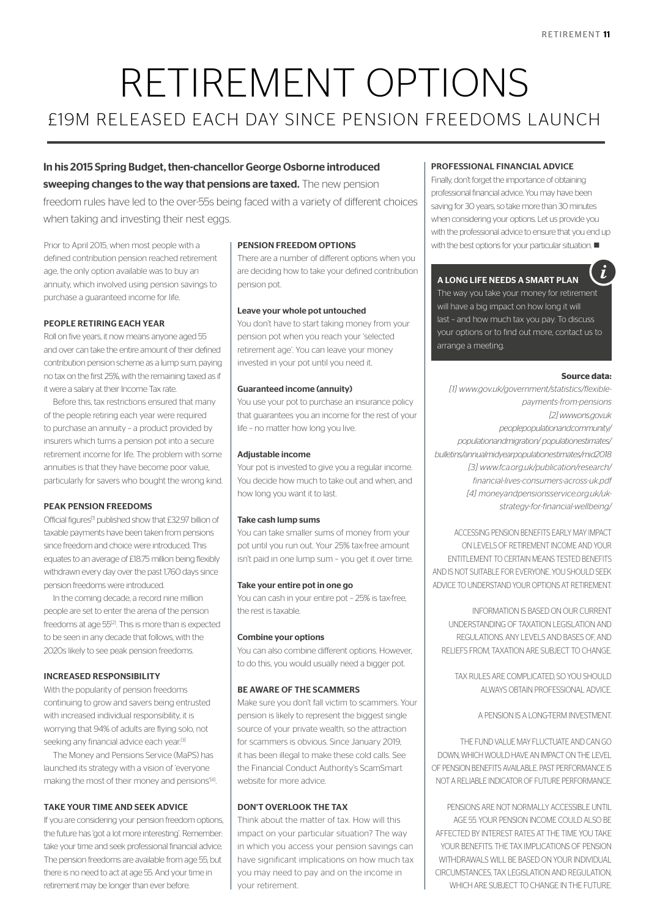# RETIREMENT OPTIONS

## £19M RELEASED EACH DAY SINCE PENSION FREEDOMS LAUNCH

**In his 2015 Spring Budget, then-chancellor George Osborne introduced sweeping changes to the way that pensions are taxed.** The new pension freedom rules have led to the over-55s being faced with a variety of different choices when taking and investing their nest eggs.

Prior to April 2015, when most people with a defined contribution pension reached retirement age, the only option available was to buy an annuity, which involved using pension savings to purchase a guaranteed income for life.

### PEOPLE RETIRING EACH YEAR

Roll on five years, it now means anyone aged 55 and over can take the entire amount of their defined contribution pension scheme as a lump sum, paying no tax on the first 25%, with the remaining taxed as if it were a salary at their Income Tax rate.

Before this, tax restrictions ensured that many of the people retiring each year were required to purchase an annuity – a product provided by insurers which turns a pension pot into a secure retirement income for life. The problem with some annuities is that they have become poor value, particularly for savers who bought the wrong kind.

### PEAK PENSION FREEDOMS

Official figures[1] published show that £32.97 billion of taxable payments have been taken from pensions since freedom and choice were introduced. This equates to an average of £18.75 million being flexibly withdrawn every day over the past 1,760 days since pension freedoms were introduced.

In the coming decade, a record nine million people are set to enter the arena of the pension freedoms at age 55[2]. This is more than is expected to be seen in any decade that follows, with the 2020s likely to see peak pension freedoms.

### INCREASED RESPONSIBILITY

With the popularity of pension freedoms continuing to grow and savers being entrusted with increased individual responsibility, it is worrying that 94% of adults are flying solo, not seeking any financial advice each year.[3]

The Money and Pensions Service (MaPS) has launched its strategy with a vision of 'everyone making the most of their money and pensions'[4].

### TAKE YOUR TIME AND SEEK ADVICE

If you are considering your pension freedom options, the future has 'got a lot more interesting'. Remember: take your time and seek professional financial advice. The pension freedoms are available from age 55, but there is no need to act at age 55. And your time in retirement may be longer than ever before.

### PENSION FREEDOM OPTIONS

There are a number of different options when you are deciding how to take your defined contribution pension pot.

#### Leave your whole pot untouched

You don't have to start taking money from your pension pot when you reach your 'selected retirement age'. You can leave your money invested in your pot until you need it.

#### Guaranteed income (annuity)

You use your pot to purchase an insurance policy that guarantees you an income for the rest of your life – no matter how long you live.

#### Adjustable income

Your pot is invested to give you a regular income. You decide how much to take out and when, and how long you want it to last.

#### Take cash lump sums

You can take smaller sums of money from your pot until you run out. Your 25% tax-free amount isn't paid in one lump sum – you get it over time.

#### Take your entire pot in one go

You can cash in your entire pot – 25% is tax-free, the rest is taxable.

#### Combine your options

You can also combine different options. However, to do this, you would usually need a bigger pot.

### BE AWARE OF THE SCAMMERS

Make sure you don't fall victim to scammers. Your pension is likely to represent the biggest single source of your private wealth, so the attraction for scammers is obvious. Since January 2019, it has been illegal to make these cold calls. See the Financial Conduct Authority's ScamSmart website for more advice.

### DON'T OVERLOOK THE TAX

Think about the matter of tax. How will this impact on your particular situation? The way in which you access your pension savings can have significant implications on how much tax you may need to pay and on the income in your retirement.

### PROFESSIONAL FINANCIAL ADVICE

Finally, don't forget the importance of obtaining professional financial advice. You may have been saving for 30 years, so take more than 30 minutes when considering your options. Let us provide you with the professional advice to ensure that you end up with the best options for your particular situation. ■

### A LONG LIFE NEEDS A SMART PLAN

The way you take your money for retirement will have a big impact on how long it will last – and how much tax you pay. To discuss your options or to find out more, contact us to arrange a meeting.

**Source data:**

*[1] www.gov.uk/government/statistics/flexible-payments-from-pensions*
*[2] www.ons.gov.uk peoplepopulationandcommunity/populationandmigration/populationestimates/bulletins/annualmidyearpopulationestimates/mid2018*
*[3] www.fca.org.uk/publication/research/financial-lives-consumers-across-uk.pdf*
*[4] moneyandpensionsservice.org.uk/uk-strategy-for-financial-wellbeing/*

ACCESSING PENSION BENEFITS EARLY MAY IMPACT ON LEVELS OF RETIREMENT INCOME AND YOUR ENTITLEMENT TO CERTAIN MEANS TESTED BENEFITS AND IS NOT SUITABLE FOR EVERYONE. YOU SHOULD SEEK ADVICE TO UNDERSTAND YOUR OPTIONS AT RETIREMENT.

INFORMATION IS BASED ON OUR CURRENT UNDERSTANDING OF TAXATION LEGISLATION AND REGULATIONS. ANY LEVELS AND BASES OF, AND RELIEFS FROM, TAXATION ARE SUBJECT TO CHANGE.

TAX RULES ARE COMPLICATED, SO YOU SHOULD ALWAYS OBTAIN PROFESSIONAL ADVICE.

A PENSION IS A LONG-TERM INVESTMENT.

THE FUND VALUE MAY FLUCTUATE AND CAN GO DOWN, WHICH WOULD HAVE AN IMPACT ON THE LEVEL OF PENSION BENEFITS AVAILABLE. PAST PERFORMANCE IS NOT A RELIABLE INDICATOR OF FUTURE PERFORMANCE.

PENSIONS ARE NOT NORMALLY ACCESSIBLE UNTIL AGE 55. YOUR PENSION INCOME COULD ALSO BE AFFECTED BY INTEREST RATES AT THE TIME YOU TAKE YOUR BENEFITS. THE TAX IMPLICATIONS OF PENSION WITHDRAWALS WILL BE BASED ON YOUR INDIVIDUAL CIRCUMSTANCES, TAX LEGISLATION AND REGULATION, WHICH ARE SUBJECT TO CHANGE IN THE FUTURE.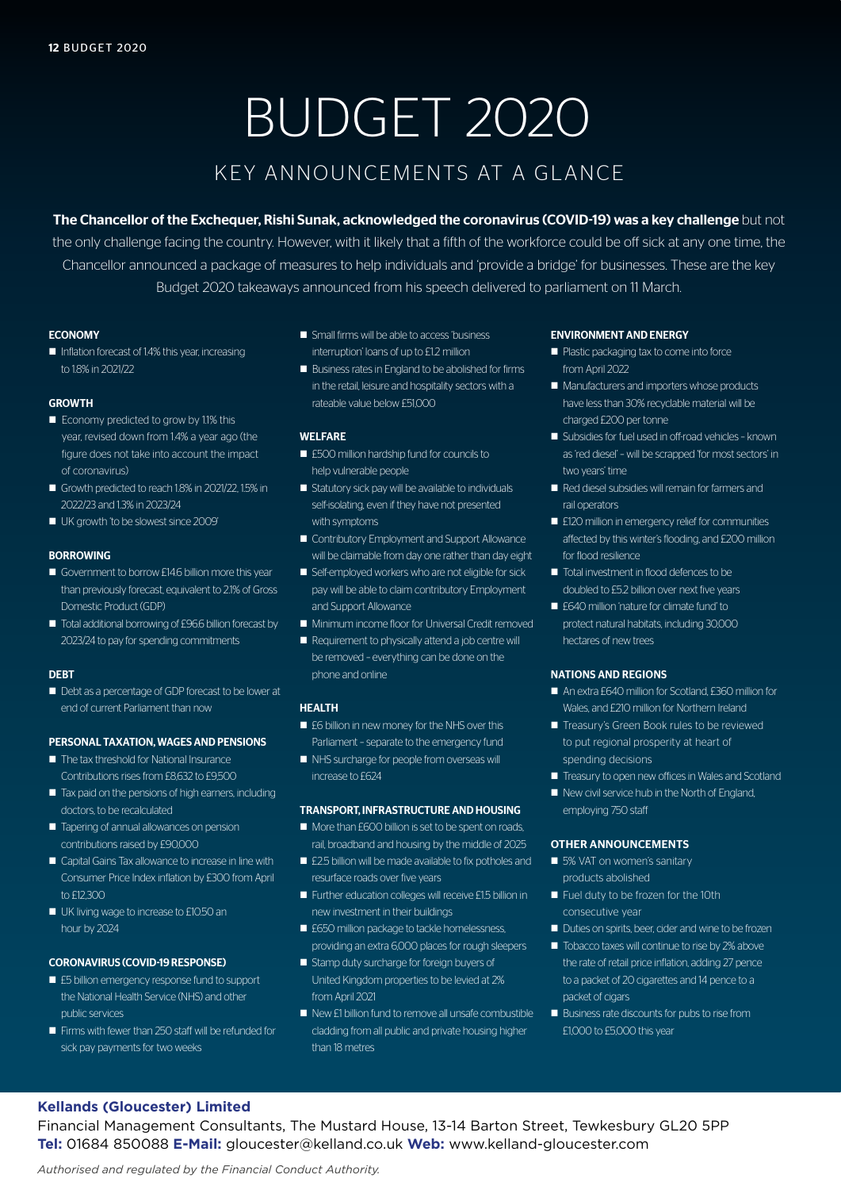# BUDGET 2020

## KEY ANNOUNCEMENTS AT A GLANCE

**The Chancellor of the Exchequer, Rishi Sunak, acknowledged the coronavirus (COVID-19) was a key challenge** but not the only challenge facing the country. However, with it likely that a fifth of the workforce could be off sick at any one time, the Chancellor announced a package of measures to help individuals and 'provide a bridge' for businesses. These are the key Budget 2020 takeaways announced from his speech delivered to parliament on 11 March.

### ECONOMY

- Inflation forecast of 1.4% this year, increasing to 1.8% in 2021/22

### GROWTH

- Economy predicted to grow by 1.1% this year, revised down from 1.4% a year ago (the figure does not take into account the impact of coronavirus)
- Growth predicted to reach 1.8% in 2021/22, 1.5% in 2022/23 and 1.3% in 2023/24
- UK growth 'to be slowest since 2009'

### BORROWING

- Government to borrow £14.6 billion more this year than previously forecast, equivalent to 2.1% of Gross Domestic Product (GDP)
- Total additional borrowing of £96.6 billion forecast by 2023/24 to pay for spending commitments

### DEBT

- Debt as a percentage of GDP forecast to be lower at end of current Parliament than now

### PERSONAL TAXATION, WAGES AND PENSIONS

- The tax threshold for National Insurance Contributions rises from £8,632 to £9,500
- Tax paid on the pensions of high earners, including doctors, to be recalculated
- Tapering of annual allowances on pension contributions raised by £90,000
- Capital Gains Tax allowance to increase in line with Consumer Price Index inflation by £300 from April to £12,300
- UK living wage to increase to £10.50 an hour by 2024

### CORONAVIRUS (COVID-19 RESPONSE)

- £5 billion emergency response fund to support the National Health Service (NHS) and other public services
- Firms with fewer than 250 staff will be refunded for sick pay payments for two weeks
- Small firms will be able to access 'business interruption' loans of up to £1.2 million
- Business rates in England to be abolished for firms in the retail, leisure and hospitality sectors with a rateable value below £51,000

### WELFARE

- £500 million hardship fund for councils to help vulnerable people
- Statutory sick pay will be available to individuals self-isolating, even if they have not presented with symptoms
- Contributory Employment and Support Allowance will be claimable from day one rather than day eight
- Self-employed workers who are not eligible for sick pay will be able to claim contributory Employment and Support Allowance
- Minimum income floor for Universal Credit removed
- Requirement to physically attend a job centre will be removed – everything can be done on the phone and online

### HEALTH

- £6 billion in new money for the NHS over this Parliament – separate to the emergency fund
- NHS surcharge for people from overseas will increase to £624

### TRANSPORT, INFRASTRUCTURE AND HOUSING

- More than £600 billion is set to be spent on roads, rail, broadband and housing by the middle of 2025
- £2.5 billion will be made available to fix potholes and resurface roads over five years
- Further education colleges will receive £1.5 billion in new investment in their buildings
- £650 million package to tackle homelessness, providing an extra 6,000 places for rough sleepers
- Stamp duty surcharge for foreign buyers of United Kingdom properties to be levied at 2% from April 2021
- New £1 billion fund to remove all unsafe combustible cladding from all public and private housing higher than 18 metres

### ENVIRONMENT AND ENERGY

- Plastic packaging tax to come into force from April 2022
- Manufacturers and importers whose products have less than 30% recyclable material will be charged £200 per tonne
- Subsidies for fuel used in off-road vehicles – known as 'red diesel' – will be scrapped 'for most sectors' in two years' time
- Red diesel subsidies will remain for farmers and rail operators
- £120 million in emergency relief for communities affected by this winter's flooding, and £200 million for flood resilience
- Total investment in flood defences to be doubled to £5.2 billion over next five years
- £640 million 'nature for climate fund' to protect natural habitats, including 30,000 hectares of new trees

### NATIONS AND REGIONS

- An extra £640 million for Scotland, £360 million for Wales, and £210 million for Northern Ireland
- Treasury's Green Book rules to be reviewed to put regional prosperity at heart of spending decisions
- Treasury to open new offices in Wales and Scotland
- New civil service hub in the North of England, employing 750 staff

### OTHER ANNOUNCEMENTS

- 5% VAT on women's sanitary products abolished
- Fuel duty to be frozen for the 10th consecutive year
- Duties on spirits, beer, cider and wine to be frozen
- Tobacco taxes will continue to rise by 2% above the rate of retail price inflation, adding 27 pence to a packet of 20 cigarettes and 14 pence to a packet of cigars
- Business rate discounts for pubs to rise from £1,000 to £5,000 this year

**Kellands (Gloucester) Limited**
Financial Management Consultants, The Mustard House, 13-14 Barton Street, Tewkesbury GL20 5PP
**Tel:** 01684 850088 **E-Mail:** gloucester@kelland.co.uk **Web:** www.kelland-gloucester.com

*Authorised and regulated by the Financial Conduct Authority.*